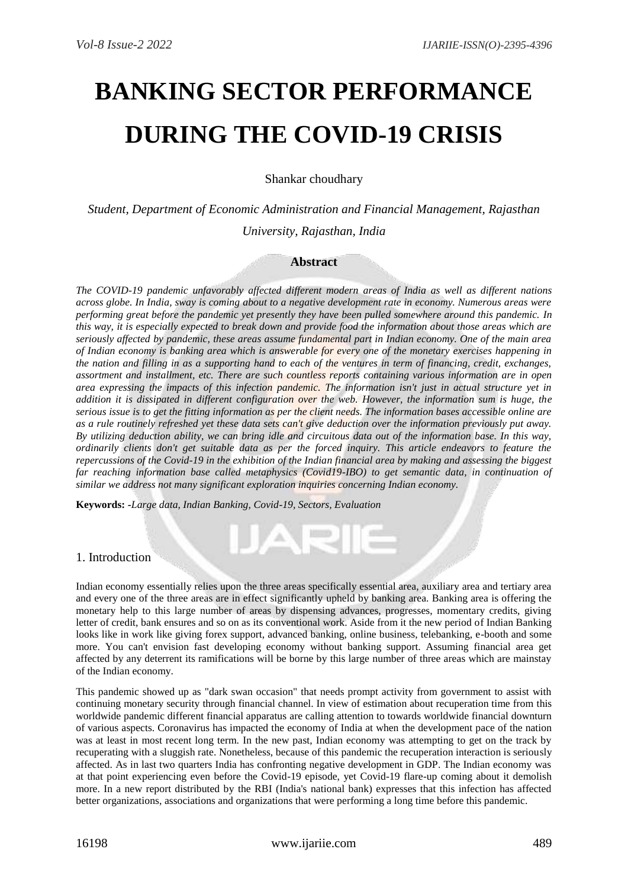# BANKING SECTOR PERFORMANCE DURING THE COVID-19 CRISIS

Shankar choudhary

*Student, Department of Economic Administration and Financial Management, Rajasthan University, Rajasthan, India*

## Abstract

*The COVID-19 pandemic unfavorably affected different modern areas of India as well as different nations across globe. In India, sway is coming about to a negative development rate in economy. Numerous areas were performing great before the pandemic yet presently they have been pulled somewhere around this pandemic. In this way, it is especially expected to break down and provide food the information about those areas which are seriously affected by pandemic, these areas assume fundamental part in Indian economy. One of the main area of Indian economy is banking area which is answerable for every one of the monetary exercises happening in the nation and filling in as a supporting hand to each of the ventures in term of financing, credit, exchanges, assortment and installment, etc. There are such countless reports containing various information are in open area expressing the impacts of this infection pandemic. The information isn't just in actual structure yet in addition it is dissipated in different configuration over the web. However, the information sum is huge, the serious issue is to get the fitting information as per the client needs. The information bases accessible online are as a rule routinely refreshed yet these data sets can't give deduction over the information previously put away. By utilizing deduction ability, we can bring idle and circuitous data out of the information base. In this way, ordinarily clients don't get suitable data as per the forced inquiry. This article endeavors to feature the repercussions of the Covid-19 in the exhibition of the Indian financial area by making and assessing the biggest far reaching information base called metaphysics (Covid19-IBO) to get semantic data, in continuation of similar we address not many significant exploration inquiries concerning Indian economy.*

**Keywords: -***Large data, Indian Banking, Covid-19, Sectors, Evaluation*

## 1. Introduction

Indian economy essentially relies upon the three areas specifically essential area, auxiliary area and tertiary area and every one of the three areas are in effect significantly upheld by banking area. Banking area is offering the monetary help to this large number of areas by dispensing advances, progresses, momentary credits, giving letter of credit, bank ensures and so on as its conventional work. Aside from it the new period of Indian Banking looks like in work like giving forex support, advanced banking, online business, telebanking, e-booth and some more. You can't envision fast developing economy without banking support. Assuming financial area get affected by any deterrent its ramifications will be borne by this large number of three areas which are mainstay of the Indian economy.

This pandemic showed up as "dark swan occasion" that needs prompt activity from government to assist with continuing monetary security through financial channel. In view of estimation about recuperation time from this worldwide pandemic different financial apparatus are calling attention to towards worldwide financial downturn of various aspects. Coronavirus has impacted the economy of India at when the development pace of the nation was at least in most recent long term. In the new past, Indian economy was attempting to get on the track by recuperating with a sluggish rate. Nonetheless, because of this pandemic the recuperation interaction is seriously affected. As in last two quarters India has confronting negative development in GDP. The Indian economy was at that point experiencing even before the Covid-19 episode, yet Covid-19 flare-up coming about it demolish more. In a new report distributed by the RBI (India's national bank) expresses that this infection has affected better organizations, associations and organizations that were performing a long time before this pandemic.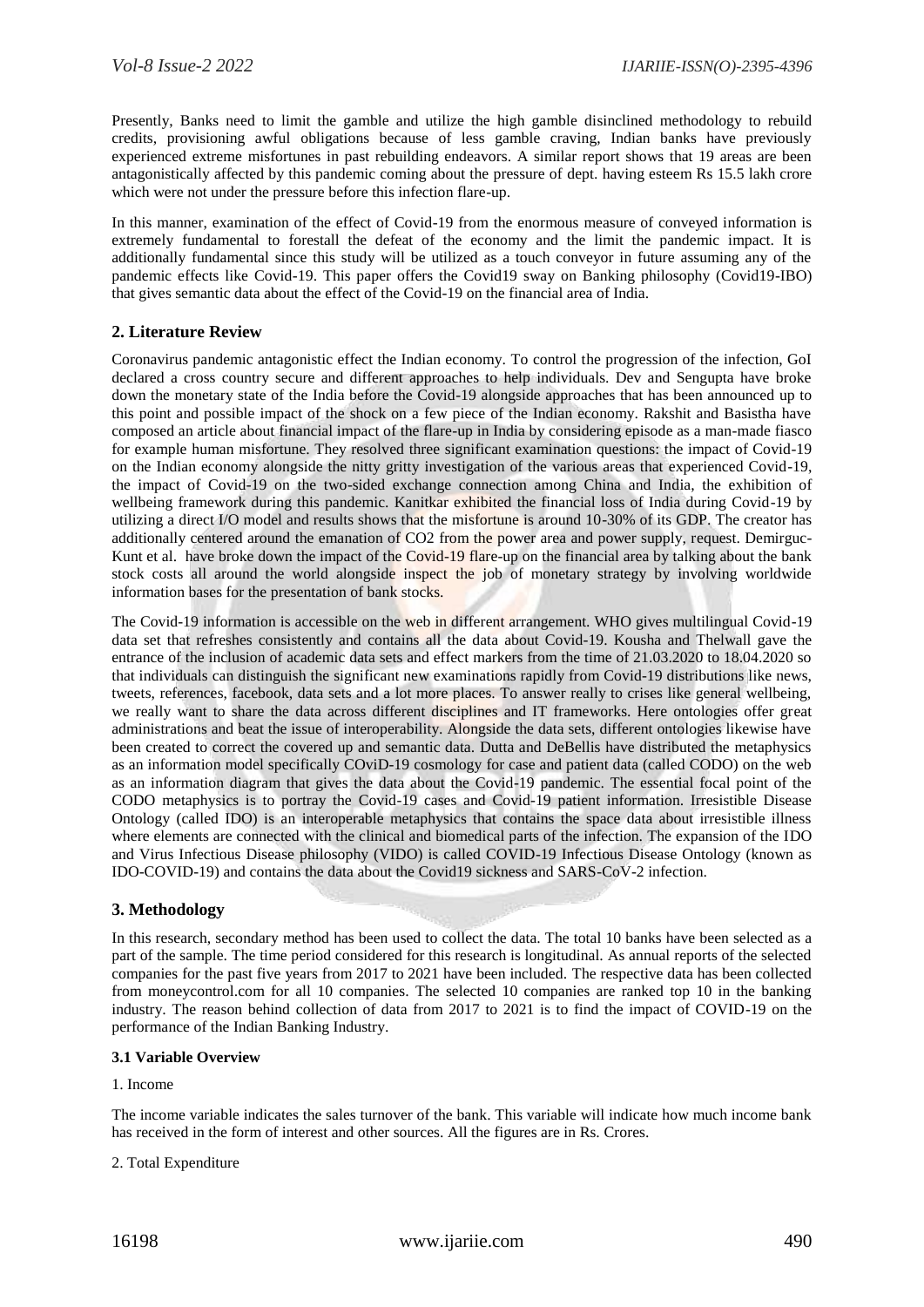Presently, Banks need to limit the gamble and utilize the high gamble disinclined methodology to rebuild credits, provisioning awful obligations because of less gamble craving, Indian banks have previously experienced extreme misfortunes in past rebuilding endeavors. A similar report shows that 19 areas are been antagonistically affected by this pandemic coming about the pressure of dept. having esteem Rs 15.5 lakh crore which were not under the pressure before this infection flare-up.

In this manner, examination of the effect of Covid-19 from the enormous measure of conveyed information is extremely fundamental to forestall the defeat of the economy and the limit the pandemic impact. It is additionally fundamental since this study will be utilized as a touch conveyor in future assuming any of the pandemic effects like Covid-19. This paper offers the Covid19 sway on Banking philosophy (Covid19-IBO) that gives semantic data about the effect of the Covid-19 on the financial area of India.

## 2. Literature Review

Coronavirus pandemic antagonistic effect the Indian economy. To control the progression of the infection, GoI declared a cross country secure and different approaches to help individuals. Dev and Sengupta have broke down the monetary state of the India before the Covid-19 alongside approaches that has been announced up to this point and possible impact of the shock on a few piece of the Indian economy. Rakshit and Basistha have composed an article about financial impact of the flare-up in India by considering episode as a man-made fiasco for example human misfortune. They resolved three significant examination questions: the impact of Covid-19 on the Indian economy alongside the nitty gritty investigation of the various areas that experienced Covid-19, the impact of Covid-19 on the two-sided exchange connection among China and India, the exhibition of wellbeing framework during this pandemic. Kanitkar exhibited the financial loss of India during Covid-19 by utilizing a direct I/O model and results shows that the misfortune is around 10-30% of its GDP. The creator has additionally centered around the emanation of CO2 from the power area and power supply, request. Demirguc-Kunt et al. have broke down the impact of the Covid-19 flare-up on the financial area by talking about the bank stock costs all around the world alongside inspect the job of monetary strategy by involving worldwide information bases for the presentation of bank stocks.

The Covid-19 information is accessible on the web in different arrangement. WHO gives multilingual Covid-19 data set that refreshes consistently and contains all the data about Covid-19. Kousha and Thelwall gave the entrance of the inclusion of academic data sets and effect markers from the time of 21.03.2020 to 18.04.2020 so that individuals can distinguish the significant new examinations rapidly from Covid-19 distributions like news, tweets, references, facebook, data sets and a lot more places. To answer really to crises like general wellbeing, we really want to share the data across different disciplines and IT frameworks. Here ontologies offer great administrations and beat the issue of interoperability. Alongside the data sets, different ontologies likewise have been created to correct the covered up and semantic data. Dutta and DeBellis have distributed the metaphysics as an information model specifically COviD-19 cosmology for case and patient data (called CODO) on the web as an information diagram that gives the data about the Covid-19 pandemic. The essential focal point of the CODO metaphysics is to portray the Covid-19 cases and Covid-19 patient information. Irresistible Disease Ontology (called IDO) is an interoperable metaphysics that contains the space data about irresistible illness where elements are connected with the clinical and biomedical parts of the infection. The expansion of the IDO and Virus Infectious Disease philosophy (VIDO) is called COVID-19 Infectious Disease Ontology (known as IDO-COVID-19) and contains the data about the Covid19 sickness and SARS-CoV-2 infection.

## 3. Methodology

In this research, secondary method has been used to collect the data. The total 10 banks have been selected as a part of the sample. The time period considered for this research is longitudinal. As annual reports of the selected companies for the past five years from 2017 to 2021 have been included. The respective data has been collected from moneycontrol.com for all 10 companies. The selected 10 companies are ranked top 10 in the banking industry. The reason behind collection of data from 2017 to 2021 is to find the impact of COVID-19 on the performance of the Indian Banking Industry.

### 3.1 Variable Overview

1. Income

The income variable indicates the sales turnover of the bank. This variable will indicate how much income bank has received in the form of interest and other sources. All the figures are in Rs. Crores.

2. Total Expenditure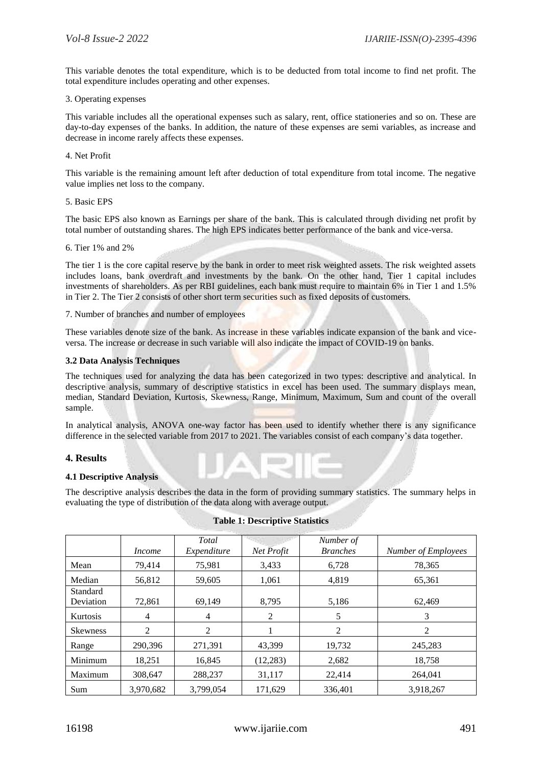This variable denotes the total expenditure, which is to be deducted from total income to find net profit. The total expenditure includes operating and other expenses.

3. Operating expenses

This variable includes all the operational expenses such as salary, rent, office stationeries and so on. These are day-to-day expenses of the banks. In addition, the nature of these expenses are semi variables, as increase and decrease in income rarely affects these expenses.

4. Net Profit

This variable is the remaining amount left after deduction of total expenditure from total income. The negative value implies net loss to the company.

5. Basic EPS

The basic EPS also known as Earnings per share of the bank. This is calculated through dividing net profit by total number of outstanding shares. The high EPS indicates better performance of the bank and vice-versa.

6. Tier 1% and 2%

The tier 1 is the core capital reserve by the bank in order to meet risk weighted assets. The risk weighted assets includes loans, bank overdraft and investments by the bank. On the other hand, Tier 1 capital includes investments of shareholders. As per RBI guidelines, each bank must require to maintain 6% in Tier 1 and 1.5% in Tier 2. The Tier 2 consists of other short term securities such as fixed deposits of customers.

7. Number of branches and number of employees

These variables denote size of the bank. As increase in these variables indicate expansion of the bank and vice-versa. The increase or decrease in such variable will also indicate the impact of COVID-19 on banks.

**3.2 Data Analysis Techniques**

The techniques used for analyzing the data has been categorized in two types: descriptive and analytical. In descriptive analysis, summary of descriptive statistics in excel has been used. The summary displays mean, median, Standard Deviation, Kurtosis, Skewness, Range, Minimum, Maximum, Sum and count of the overall sample.

In analytical analysis, ANOVA one-way factor has been used to identify whether there is any significance difference in the selected variable from 2017 to 2021. The variables consist of each company's data together.

## 4. Results

### 4.1 Descriptive Analysis

The descriptive analysis describes the data in the form of providing summary statistics. The summary helps in evaluating the type of distribution of the data along with average output.

**Table 1: Descriptive Statistics**

| | *Income* | *Total Expenditure* | *Net Profit* | *Number of Branches* | *Number of Employees* |
|---|---|---|---|---|---|
| Mean | 79,414 | 75,981 | 3,433 | 6,728 | 78,365 |
| Median | 56,812 | 59,605 | 1,061 | 4,819 | 65,361 |
| Standard Deviation | 72,861 | 69,149 | 8,795 | 5,186 | 62,469 |
| Kurtosis | 4 | 4 | 2 | 5 | 3 |
| Skewness | 2 | 2 | 1 | 2 | 2 |
| Range | 290,396 | 271,391 | 43,399 | 19,732 | 245,283 |
| Minimum | 18,251 | 16,845 | (12,283) | 2,682 | 18,758 |
| Maximum | 308,647 | 288,237 | 31,117 | 22,414 | 264,041 |
| Sum | 3,970,682 | 3,799,054 | 171,629 | 336,401 | 3,918,267 |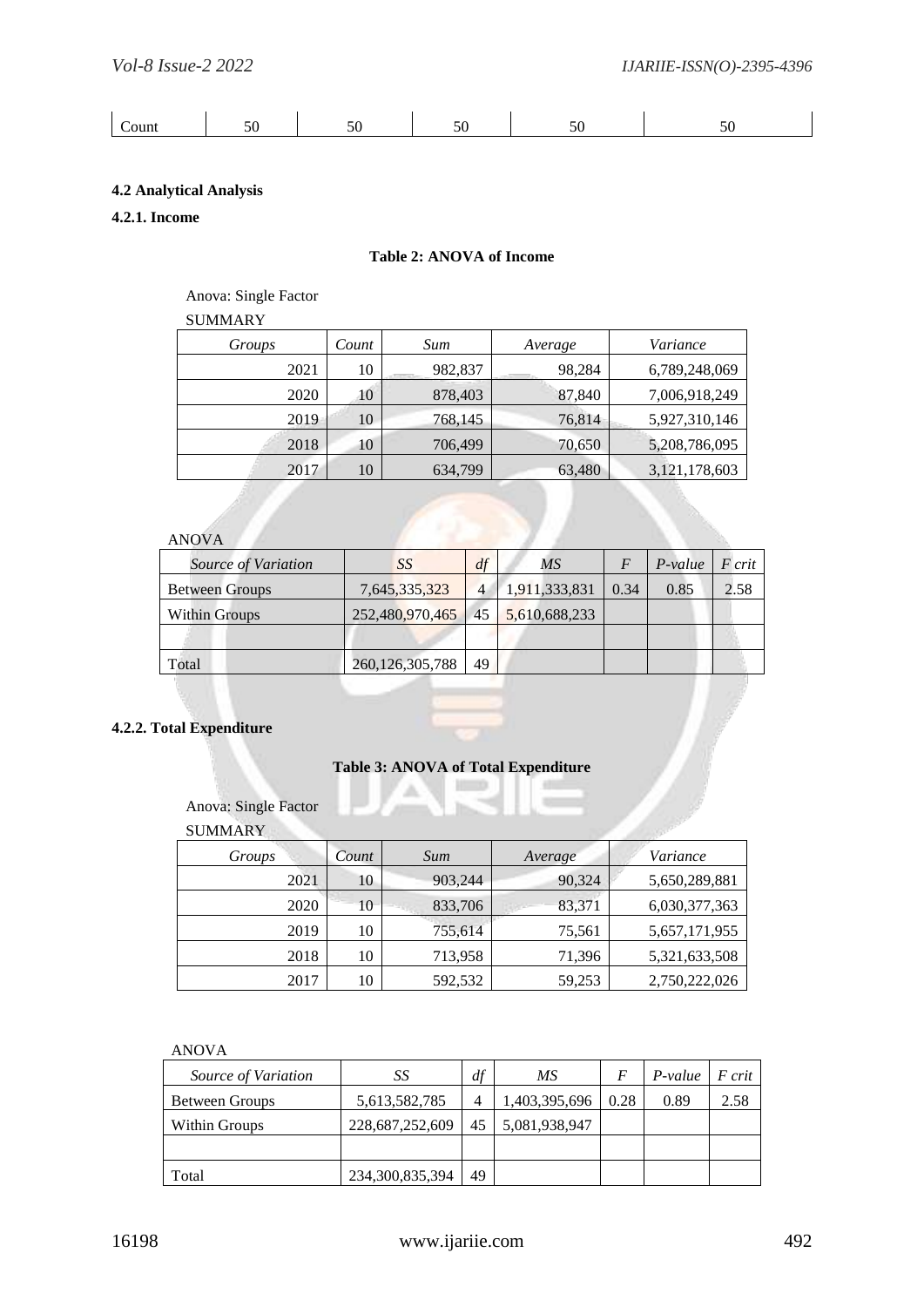| Count | 50 | 50 | 50 | 50 | 50 |
|---|---|---|---|---|---|

### 4.2 Analytical Analysis

#### 4.2.1. Income

**Table 2: ANOVA of Income**

Anova: Single Factor

SUMMARY

| *Groups* | *Count* | *Sum* | *Average* | *Variance* |
|---|---|---|---|---|
| 2021 | 10 | 982,837 | 98,284 | 6,789,248,069 |
| 2020 | 10 | 878,403 | 87,840 | 7,006,918,249 |
| 2019 | 10 | 768,145 | 76,814 | 5,927,310,146 |
| 2018 | 10 | 706,499 | 70,650 | 5,208,786,095 |
| 2017 | 10 | 634,799 | 63,480 | 3,121,178,603 |

ANOVA

| *Source of Variation* | *SS* | *df* | *MS* | *F* | *P-value* | *F crit* |
|---|---|---|---|---|---|---|
| Between Groups | 7,645,335,323 | 4 | 1,911,333,831 | 0.34 | 0.85 | 2.58 |
| Within Groups | 252,480,970,465 | 45 | 5,610,688,233 | | | |
| | | | | | | |
| Total | 260,126,305,788 | 49 | | | | |

#### 4.2.2. Total Expenditure

**Table 3: ANOVA of Total Expenditure**

Anova: Single Factor

SUMMARY

| *Groups* | *Count* | *Sum* | *Average* | *Variance* |
|---|---|---|---|---|
| 2021 | 10 | 903,244 | 90,324 | 5,650,289,881 |
| 2020 | 10 | 833,706 | 83,371 | 6,030,377,363 |
| 2019 | 10 | 755,614 | 75,561 | 5,657,171,955 |
| 2018 | 10 | 713,958 | 71,396 | 5,321,633,508 |
| 2017 | 10 | 592,532 | 59,253 | 2,750,222,026 |

ANOVA

| *Source of Variation* | *SS* | *df* | *MS* | *F* | *P-value* | *F crit* |
|---|---|---|---|---|---|---|
| Between Groups | 5,613,582,785 | 4 | 1,403,395,696 | 0.28 | 0.89 | 2.58 |
| Within Groups | 228,687,252,609 | 45 | 5,081,938,947 | | | |
| | | | | | | |
| Total | 234,300,835,394 | 49 | | | | |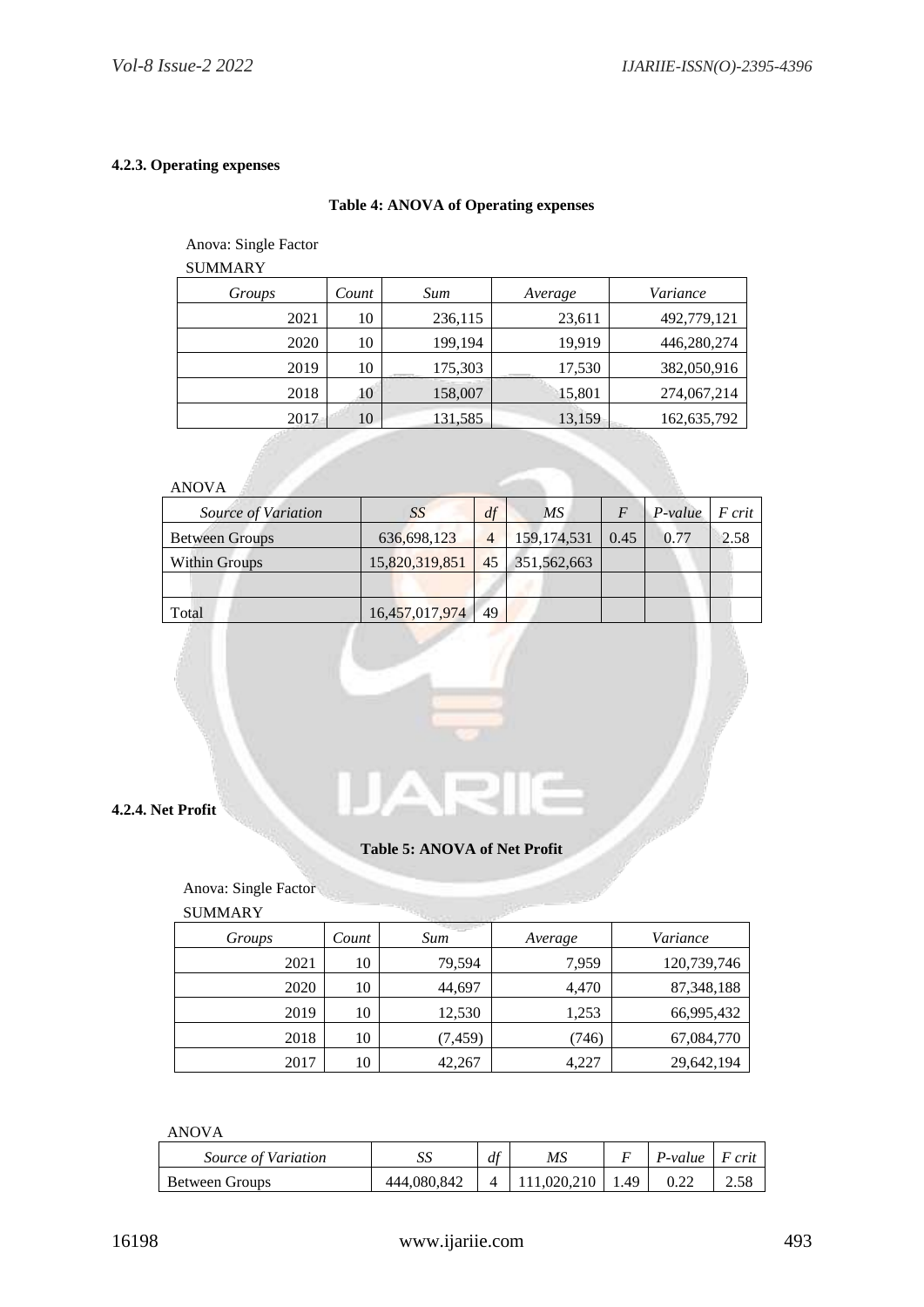#### 4.2.3. Operating expenses

**Table 4: ANOVA of Operating expenses**

Anova: Single Factor

SUMMARY

| *Groups* | *Count* | *Sum* | *Average* | *Variance* |
|---|---|---|---|---|
| 2021 | 10 | 236,115 | 23,611 | 492,779,121 |
| 2020 | 10 | 199,194 | 19,919 | 446,280,274 |
| 2019 | 10 | 175,303 | 17,530 | 382,050,916 |
| 2018 | 10 | 158,007 | 15,801 | 274,067,214 |
| 2017 | 10 | 131,585 | 13,159 | 162,635,792 |

ANOVA

| *Source of Variation* | *SS* | *df* | *MS* | *F* | *P-value* | *F crit* |
|---|---|---|---|---|---|---|
| Between Groups | 636,698,123 | 4 | 159,174,531 | 0.45 | 0.77 | 2.58 |
| Within Groups | 15,820,319,851 | 45 | 351,562,663 | | | |
| | | | | | | |
| Total | 16,457,017,974 | 49 | | | | |

#### 4.2.4. Net Profit

**Table 5: ANOVA of Net Profit**

Anova: Single Factor

SUMMARY

| *Groups* | *Count* | *Sum* | *Average* | *Variance* |
|---|---|---|---|---|
| 2021 | 10 | 79,594 | 7,959 | 120,739,746 |
| 2020 | 10 | 44,697 | 4,470 | 87,348,188 |
| 2019 | 10 | 12,530 | 1,253 | 66,995,432 |
| 2018 | 10 | (7,459) | (746) | 67,084,770 |
| 2017 | 10 | 42,267 | 4,227 | 29,642,194 |

ANOVA

| *Source of Variation* | *SS* | *df* | *MS* | *F* | *P-value* | *F crit* |
|---|---|---|---|---|---|---|
| Between Groups | 444,080,842 | 4 | 111,020,210 | 1.49 | 0.22 | 2.58 |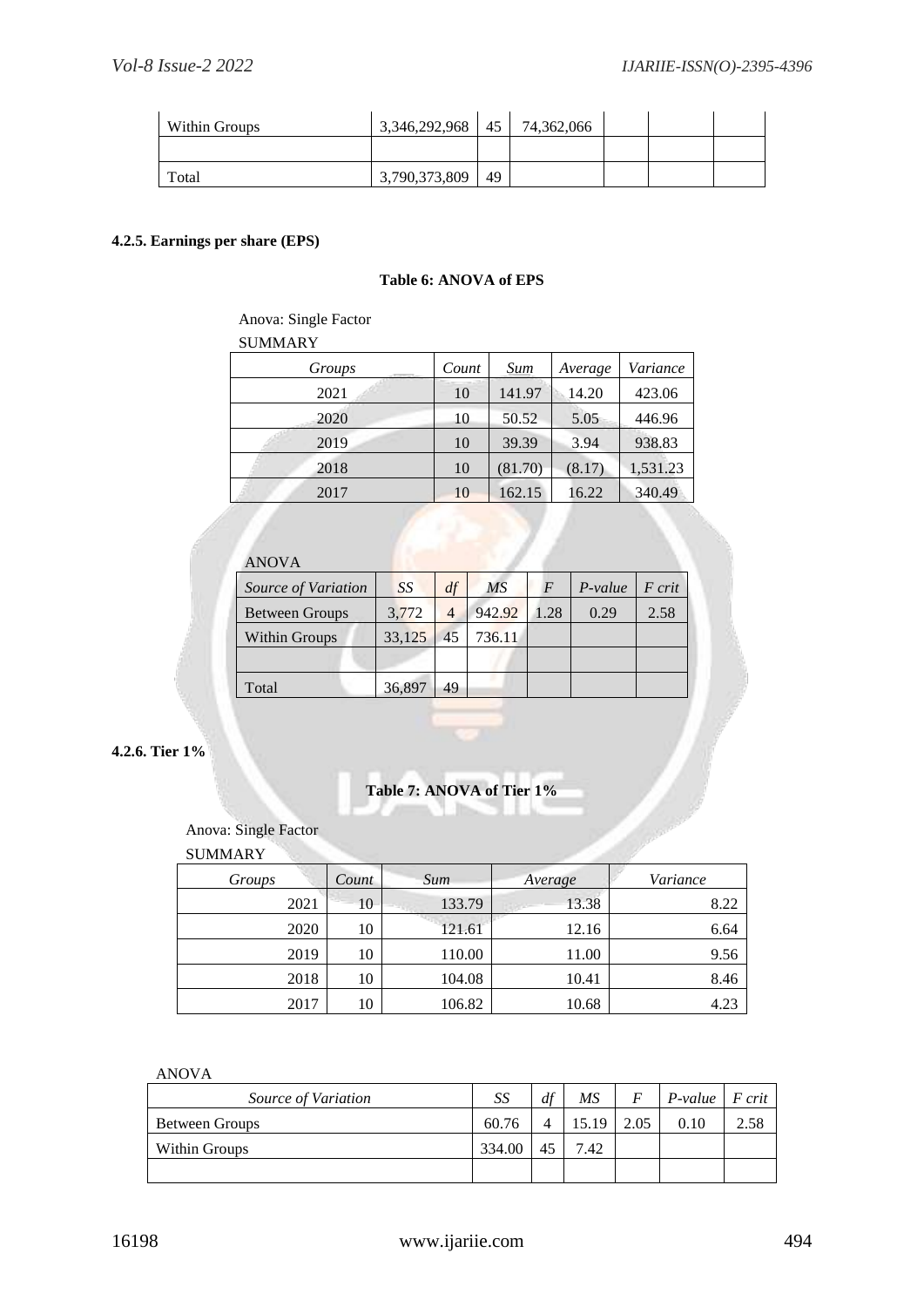| Within Groups | 3,346,292,968 | 45 | 74,362,066 | | | |
|---|---|---|---|---|---|---|
| | | | | | | |
| Total | 3,790,373,809 | 49 | | | | |

#### 4.2.5. Earnings per share (EPS)

**Table 6: ANOVA of EPS**

Anova: Single Factor

SUMMARY

| *Groups* | *Count* | *Sum* | *Average* | *Variance* |
|---|---|---|---|---|
| 2021 | 10 | 141.97 | 14.20 | 423.06 |
| 2020 | 10 | 50.52 | 5.05 | 446.96 |
| 2019 | 10 | 39.39 | 3.94 | 938.83 |
| 2018 | 10 | (81.70) | (8.17) | 1,531.23 |
| 2017 | 10 | 162.15 | 16.22 | 340.49 |

ANOVA

| *Source of Variation* | *SS* | *df* | *MS* | *F* | *P-value* | *F crit* |
|---|---|---|---|---|---|---|
| Between Groups | 3,772 | 4 | 942.92 | 1.28 | 0.29 | 2.58 |
| Within Groups | 33,125 | 45 | 736.11 | | | |
| | | | | | | |
| Total | 36,897 | 49 | | | | |

#### 4.2.6. Tier 1%

**Table 7: ANOVA of Tier 1%**

Anova: Single Factor

SUMMARY

| *Groups* | *Count* | *Sum* | *Average* | *Variance* |
|---|---|---|---|---|
| 2021 | 10 | 133.79 | 13.38 | 8.22 |
| 2020 | 10 | 121.61 | 12.16 | 6.64 |
| 2019 | 10 | 110.00 | 11.00 | 9.56 |
| 2018 | 10 | 104.08 | 10.41 | 8.46 |
| 2017 | 10 | 106.82 | 10.68 | 4.23 |

ANOVA

| *Source of Variation* | *SS* | *df* | *MS* | *F* | *P-value* | *F crit* |
|---|---|---|---|---|---|---|
| Between Groups | 60.76 | 4 | 15.19 | 2.05 | 0.10 | 2.58 |
| Within Groups | 334.00 | 45 | 7.42 | | | |
| | | | | | | |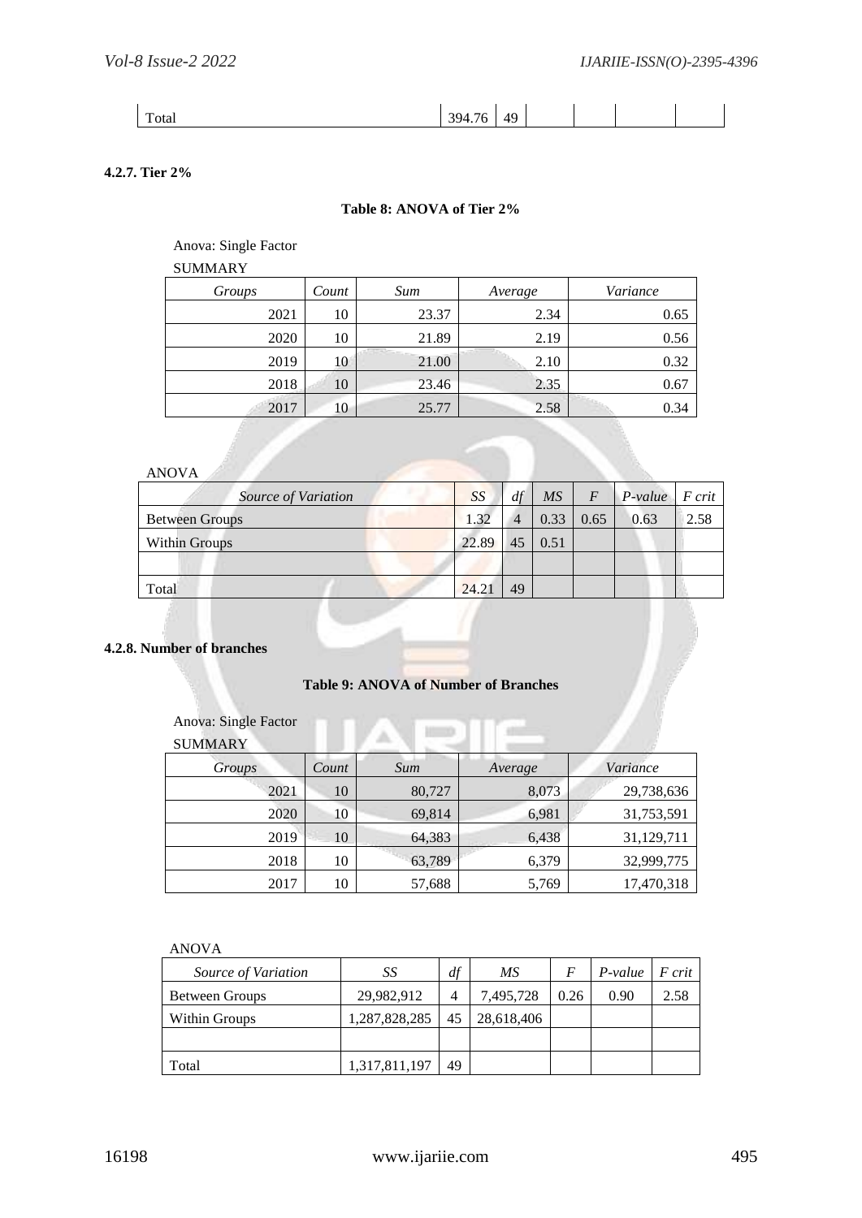| Total | 394.76 | 49 | | | | |
|---|---|---|---|---|---|---|

#### 4.2.7. Tier 2%

**Table 8: ANOVA of Tier 2%**

Anova: Single Factor

SUMMARY

| *Groups* | *Count* | *Sum* | *Average* | *Variance* |
|---|---|---|---|---|
| 2021 | 10 | 23.37 | 2.34 | 0.65 |
| 2020 | 10 | 21.89 | 2.19 | 0.56 |
| 2019 | 10 | 21.00 | 2.10 | 0.32 |
| 2018 | 10 | 23.46 | 2.35 | 0.67 |
| 2017 | 10 | 25.77 | 2.58 | 0.34 |

ANOVA

| *Source of Variation* | *SS* | *df* | *MS* | *F* | *P-value* | *F crit* |
|---|---|---|---|---|---|---|
| Between Groups | 1.32 | 4 | 0.33 | 0.65 | 0.63 | 2.58 |
| Within Groups | 22.89 | 45 | 0.51 | | | |
| | | | | | | |
| Total | 24.21 | 49 | | | | |

#### 4.2.8. Number of branches

**Table 9: ANOVA of Number of Branches**

Anova: Single Factor

SUMMARY

| *Groups* | *Count* | *Sum* | *Average* | *Variance* |
|---|---|---|---|---|
| 2021 | 10 | 80,727 | 8,073 | 29,738,636 |
| 2020 | 10 | 69,814 | 6,981 | 31,753,591 |
| 2019 | 10 | 64,383 | 6,438 | 31,129,711 |
| 2018 | 10 | 63,789 | 6,379 | 32,999,775 |
| 2017 | 10 | 57,688 | 5,769 | 17,470,318 |

ANOVA

| *Source of Variation* | *SS* | *df* | *MS* | *F* | *P-value* | *F crit* |
|---|---|---|---|---|---|---|
| Between Groups | 29,982,912 | 4 | 7,495,728 | 0.26 | 0.90 | 2.58 |
| Within Groups | 1,287,828,285 | 45 | 28,618,406 | | | |
| | | | | | | |
| Total | 1,317,811,197 | 49 | | | | |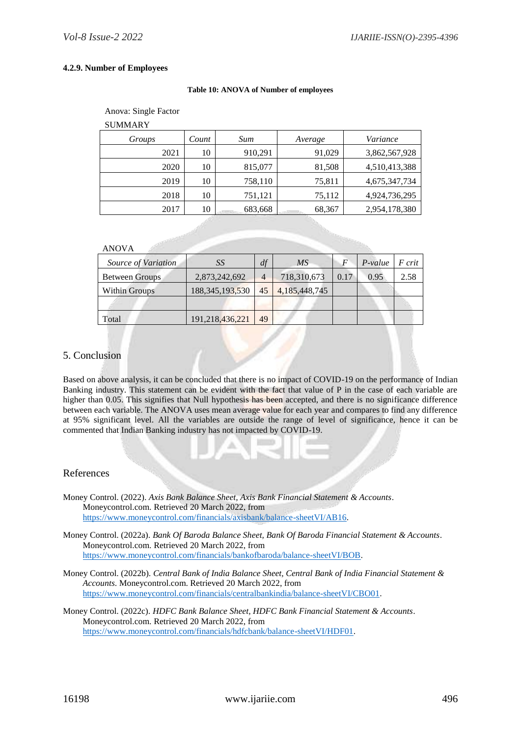#### 4.2.9. Number of Employees

**Table 10: ANOVA of Number of employees**

Anova: Single Factor

SUMMARY

| *Groups* | *Count* | *Sum* | *Average* | *Variance* |
|---|---|---|---|---|
| 2021 | 10 | 910,291 | 91,029 | 3,862,567,928 |
| 2020 | 10 | 815,077 | 81,508 | 4,510,413,388 |
| 2019 | 10 | 758,110 | 75,811 | 4,675,347,734 |
| 2018 | 10 | 751,121 | 75,112 | 4,924,736,295 |
| 2017 | 10 | 683,668 | 68,367 | 2,954,178,380 |

ANOVA

| *Source of Variation* | *SS* | *df* | *MS* | *F* | *P-value* | *F crit* |
|---|---|---|---|---|---|---|
| Between Groups | 2,873,242,692 | 4 | 718,310,673 | 0.17 | 0.95 | 2.58 |
| Within Groups | 188,345,193,530 | 45 | 4,185,448,745 | | | |
| | | | | | | |
| Total | 191,218,436,221 | 49 | | | | |

## 5. Conclusion

Based on above analysis, it can be concluded that there is no impact of COVID-19 on the performance of Indian Banking industry. This statement can be evident with the fact that value of P in the case of each variable are higher than 0.05. This signifies that Null hypothesis has been accepted, and there is no significance difference between each variable. The ANOVA uses mean average value for each year and compares to find any difference at 95% significant level. All the variables are outside the range of level of significance, hence it can be commented that Indian Banking industry has not impacted by COVID-19.

## References

Money Control. (2022). *Axis Bank Balance Sheet, Axis Bank Financial Statement & Accounts*. Moneycontrol.com. Retrieved 20 March 2022, from https://www.moneycontrol.com/financials/axisbank/balance-sheetVI/AB16.

Money Control. (2022a). *Bank Of Baroda Balance Sheet, Bank Of Baroda Financial Statement & Accounts*. Moneycontrol.com. Retrieved 20 March 2022, from https://www.moneycontrol.com/financials/bankofbaroda/balance-sheetVI/BOB.

Money Control. (2022b). *Central Bank of India Balance Sheet, Central Bank of India Financial Statement & Accounts*. Moneycontrol.com. Retrieved 20 March 2022, from https://www.moneycontrol.com/financials/centralbankindia/balance-sheetVI/CBO01.

Money Control. (2022c). *HDFC Bank Balance Sheet, HDFC Bank Financial Statement & Accounts*. Moneycontrol.com. Retrieved 20 March 2022, from https://www.moneycontrol.com/financials/hdfcbank/balance-sheetVI/HDF01.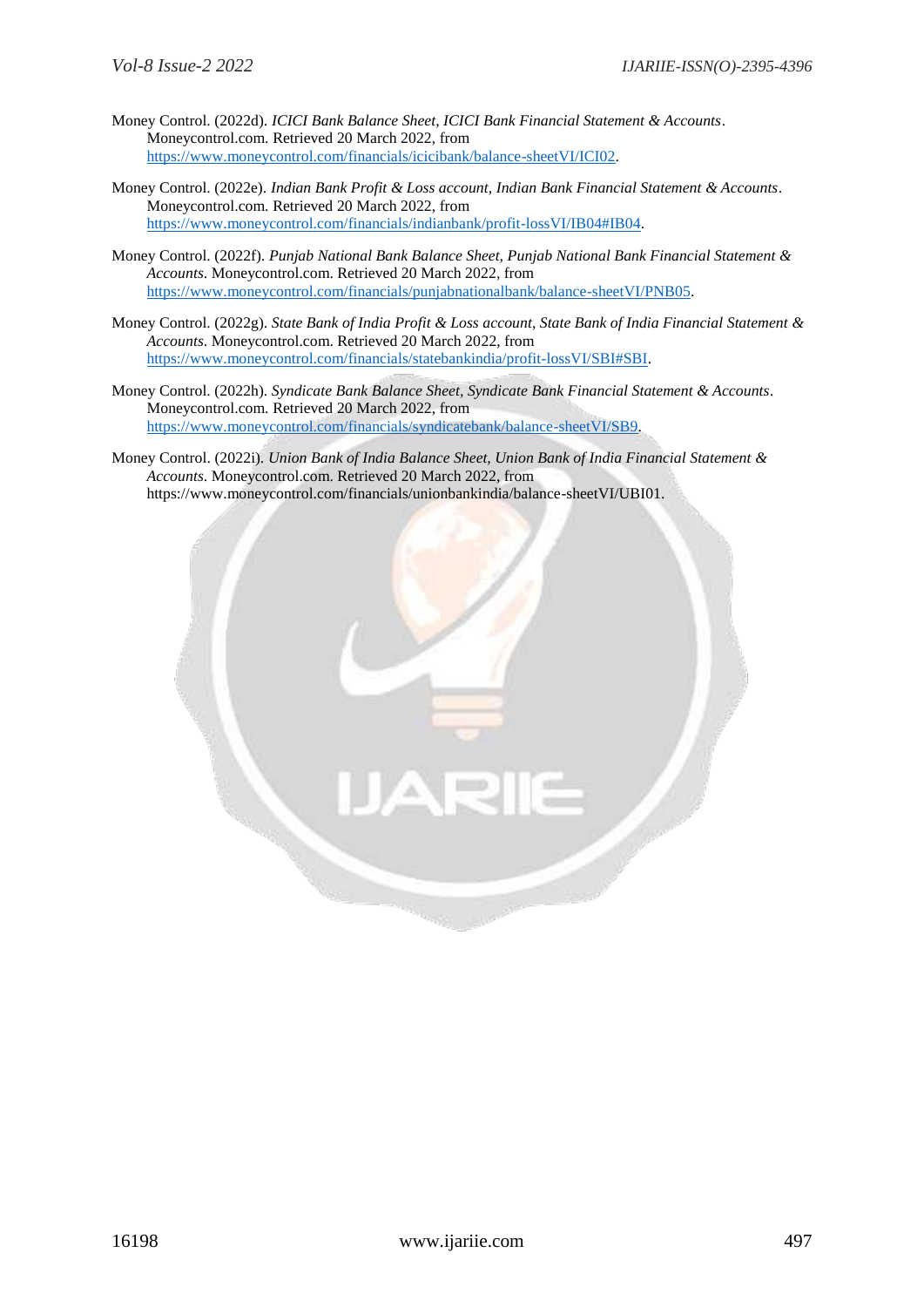Money Control. (2022d). *ICICI Bank Balance Sheet, ICICI Bank Financial Statement & Accounts*. Moneycontrol.com. Retrieved 20 March 2022, from https://www.moneycontrol.com/financials/icicibank/balance-sheetVI/ICI02.

Money Control. (2022e). *Indian Bank Profit & Loss account, Indian Bank Financial Statement & Accounts*. Moneycontrol.com. Retrieved 20 March 2022, from https://www.moneycontrol.com/financials/indianbank/profit-lossVI/IB04#IB04.

Money Control. (2022f). *Punjab National Bank Balance Sheet, Punjab National Bank Financial Statement & Accounts*. Moneycontrol.com. Retrieved 20 March 2022, from https://www.moneycontrol.com/financials/punjabnationalbank/balance-sheetVI/PNB05.

Money Control. (2022g). *State Bank of India Profit & Loss account, State Bank of India Financial Statement & Accounts*. Moneycontrol.com. Retrieved 20 March 2022, from https://www.moneycontrol.com/financials/statebankindia/profit-lossVI/SBI#SBI.

Money Control. (2022h). *Syndicate Bank Balance Sheet, Syndicate Bank Financial Statement & Accounts*. Moneycontrol.com. Retrieved 20 March 2022, from https://www.moneycontrol.com/financials/syndicatebank/balance-sheetVI/SB9.

Money Control. (2022i). *Union Bank of India Balance Sheet, Union Bank of India Financial Statement & Accounts*. Moneycontrol.com. Retrieved 20 March 2022, from https://www.moneycontrol.com/financials/unionbankindia/balance-sheetVI/UBI01.